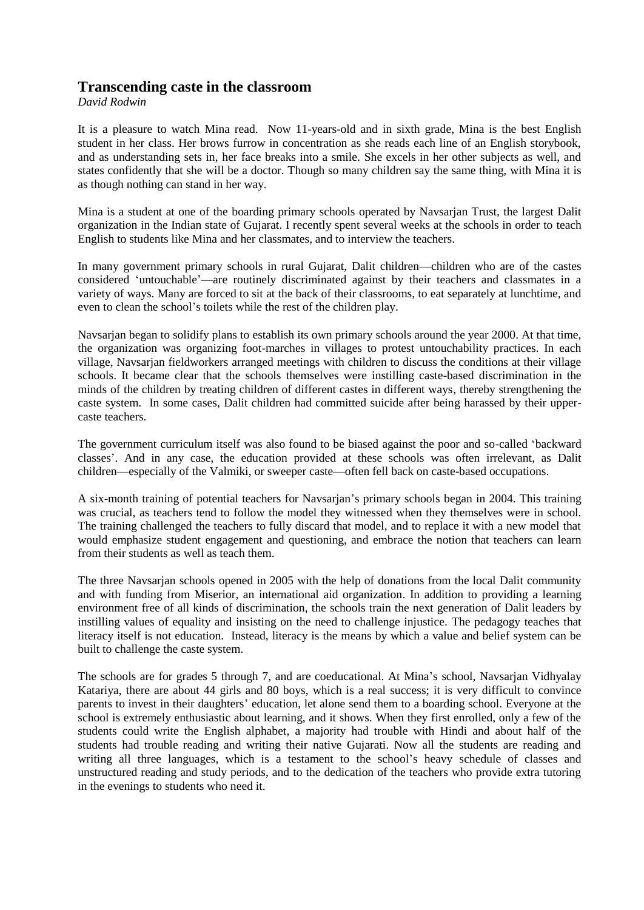# Transcending caste in the classroom

*David Rodwin*

It is a pleasure to watch Mina read. Now 11-years-old and in sixth grade, Mina is the best English student in her class. Her brows furrow in concentration as she reads each line of an English storybook, and as understanding sets in, her face breaks into a smile. She excels in her other subjects as well, and states confidently that she will be a doctor. Though so many children say the same thing, with Mina it is as though nothing can stand in her way.

Mina is a student at one of the boarding primary schools operated by Navsarjan Trust, the largest Dalit organization in the Indian state of Gujarat. I recently spent several weeks at the schools in order to teach English to students like Mina and her classmates, and to interview the teachers.

In many government primary schools in rural Gujarat, Dalit children—children who are of the castes considered 'untouchable'—are routinely discriminated against by their teachers and classmates in a variety of ways. Many are forced to sit at the back of their classrooms, to eat separately at lunchtime, and even to clean the school's toilets while the rest of the children play.

Navsarjan began to solidify plans to establish its own primary schools around the year 2000. At that time, the organization was organizing foot-marches in villages to protest untouchability practices. In each village, Navsarjan fieldworkers arranged meetings with children to discuss the conditions at their village schools. It became clear that the schools themselves were instilling caste-based discrimination in the minds of the children by treating children of different castes in different ways, thereby strengthening the caste system. In some cases, Dalit children had committed suicide after being harassed by their upper-caste teachers.

The government curriculum itself was also found to be biased against the poor and so-called 'backward classes'. And in any case, the education provided at these schools was often irrelevant, as Dalit children—especially of the Valmiki, or sweeper caste—often fell back on caste-based occupations.

A six-month training of potential teachers for Navsarjan's primary schools began in 2004. This training was crucial, as teachers tend to follow the model they witnessed when they themselves were in school. The training challenged the teachers to fully discard that model, and to replace it with a new model that would emphasize student engagement and questioning, and embrace the notion that teachers can learn from their students as well as teach them.

The three Navsarjan schools opened in 2005 with the help of donations from the local Dalit community and with funding from Miserior, an international aid organization. In addition to providing a learning environment free of all kinds of discrimination, the schools train the next generation of Dalit leaders by instilling values of equality and insisting on the need to challenge injustice. The pedagogy teaches that literacy itself is not education. Instead, literacy is the means by which a value and belief system can be built to challenge the caste system.

The schools are for grades 5 through 7, and are coeducational. At Mina's school, Navsarjan Vidhyalay Katariya, there are about 44 girls and 80 boys, which is a real success; it is very difficult to convince parents to invest in their daughters' education, let alone send them to a boarding school. Everyone at the school is extremely enthusiastic about learning, and it shows. When they first enrolled, only a few of the students could write the English alphabet, a majority had trouble with Hindi and about half of the students had trouble reading and writing their native Gujarati. Now all the students are reading and writing all three languages, which is a testament to the school's heavy schedule of classes and unstructured reading and study periods, and to the dedication of the teachers who provide extra tutoring in the evenings to students who need it.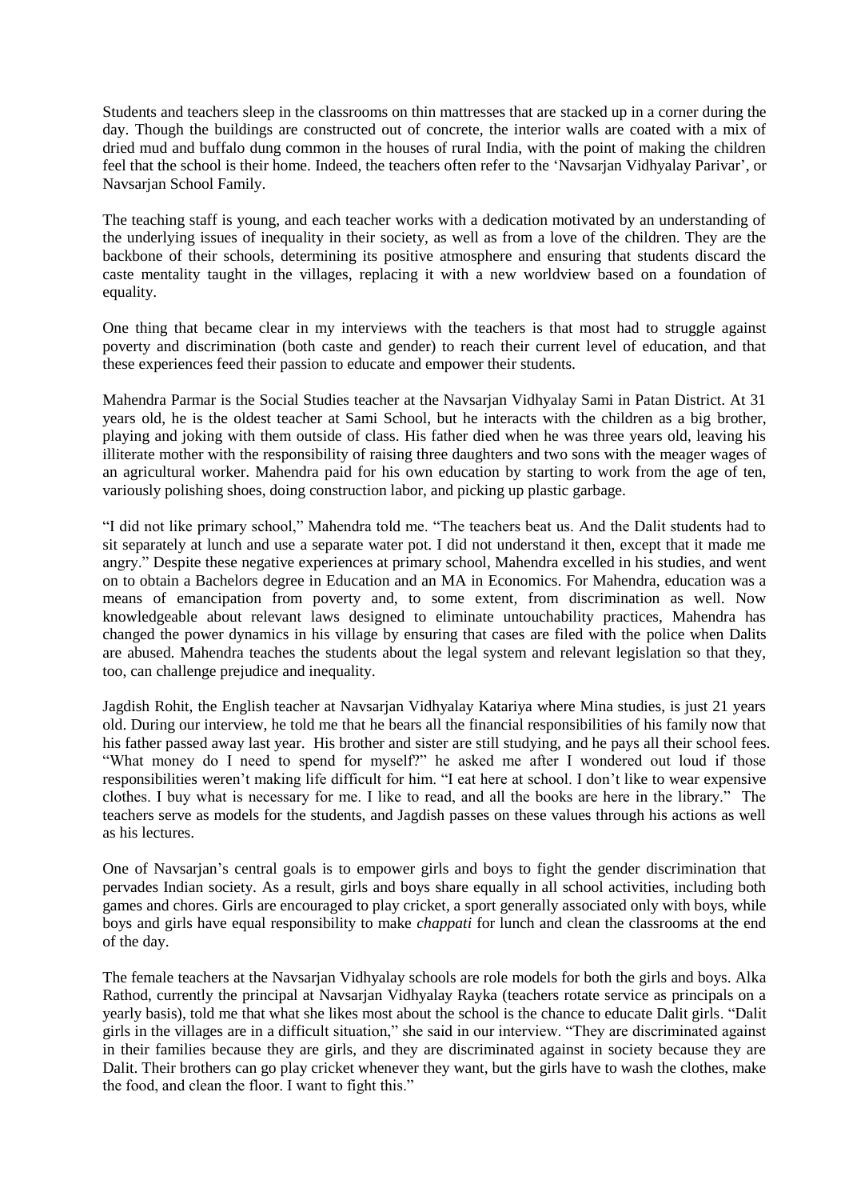Students and teachers sleep in the classrooms on thin mattresses that are stacked up in a corner during the day. Though the buildings are constructed out of concrete, the interior walls are coated with a mix of dried mud and buffalo dung common in the houses of rural India, with the point of making the children feel that the school is their home. Indeed, the teachers often refer to the 'Navsarjan Vidhyalay Parivar', or Navsarjan School Family.

The teaching staff is young, and each teacher works with a dedication motivated by an understanding of the underlying issues of inequality in their society, as well as from a love of the children. They are the backbone of their schools, determining its positive atmosphere and ensuring that students discard the caste mentality taught in the villages, replacing it with a new worldview based on a foundation of equality.

One thing that became clear in my interviews with the teachers is that most had to struggle against poverty and discrimination (both caste and gender) to reach their current level of education, and that these experiences feed their passion to educate and empower their students.

Mahendra Parmar is the Social Studies teacher at the Navsarjan Vidhyalay Sami in Patan District. At 31 years old, he is the oldest teacher at Sami School, but he interacts with the children as a big brother, playing and joking with them outside of class. His father died when he was three years old, leaving his illiterate mother with the responsibility of raising three daughters and two sons with the meager wages of an agricultural worker. Mahendra paid for his own education by starting to work from the age of ten, variously polishing shoes, doing construction labor, and picking up plastic garbage.

"I did not like primary school," Mahendra told me. "The teachers beat us. And the Dalit students had to sit separately at lunch and use a separate water pot. I did not understand it then, except that it made me angry." Despite these negative experiences at primary school, Mahendra excelled in his studies, and went on to obtain a Bachelors degree in Education and an MA in Economics. For Mahendra, education was a means of emancipation from poverty and, to some extent, from discrimination as well. Now knowledgeable about relevant laws designed to eliminate untouchability practices, Mahendra has changed the power dynamics in his village by ensuring that cases are filed with the police when Dalits are abused. Mahendra teaches the students about the legal system and relevant legislation so that they, too, can challenge prejudice and inequality.

Jagdish Rohit, the English teacher at Navsarjan Vidhyalay Katariya where Mina studies, is just 21 years old. During our interview, he told me that he bears all the financial responsibilities of his family now that his father passed away last year. His brother and sister are still studying, and he pays all their school fees. "What money do I need to spend for myself?" he asked me after I wondered out loud if those responsibilities weren't making life difficult for him. "I eat here at school. I don't like to wear expensive clothes. I buy what is necessary for me. I like to read, and all the books are here in the library." The teachers serve as models for the students, and Jagdish passes on these values through his actions as well as his lectures.

One of Navsarjan's central goals is to empower girls and boys to fight the gender discrimination that pervades Indian society. As a result, girls and boys share equally in all school activities, including both games and chores. Girls are encouraged to play cricket, a sport generally associated only with boys, while boys and girls have equal responsibility to make *chappati* for lunch and clean the classrooms at the end of the day.

The female teachers at the Navsarjan Vidhyalay schools are role models for both the girls and boys. Alka Rathod, currently the principal at Navsarjan Vidhyalay Rayka (teachers rotate service as principals on a yearly basis), told me that what she likes most about the school is the chance to educate Dalit girls. "Dalit girls in the villages are in a difficult situation," she said in our interview. "They are discriminated against in their families because they are girls, and they are discriminated against in society because they are Dalit. Their brothers can go play cricket whenever they want, but the girls have to wash the clothes, make the food, and clean the floor. I want to fight this."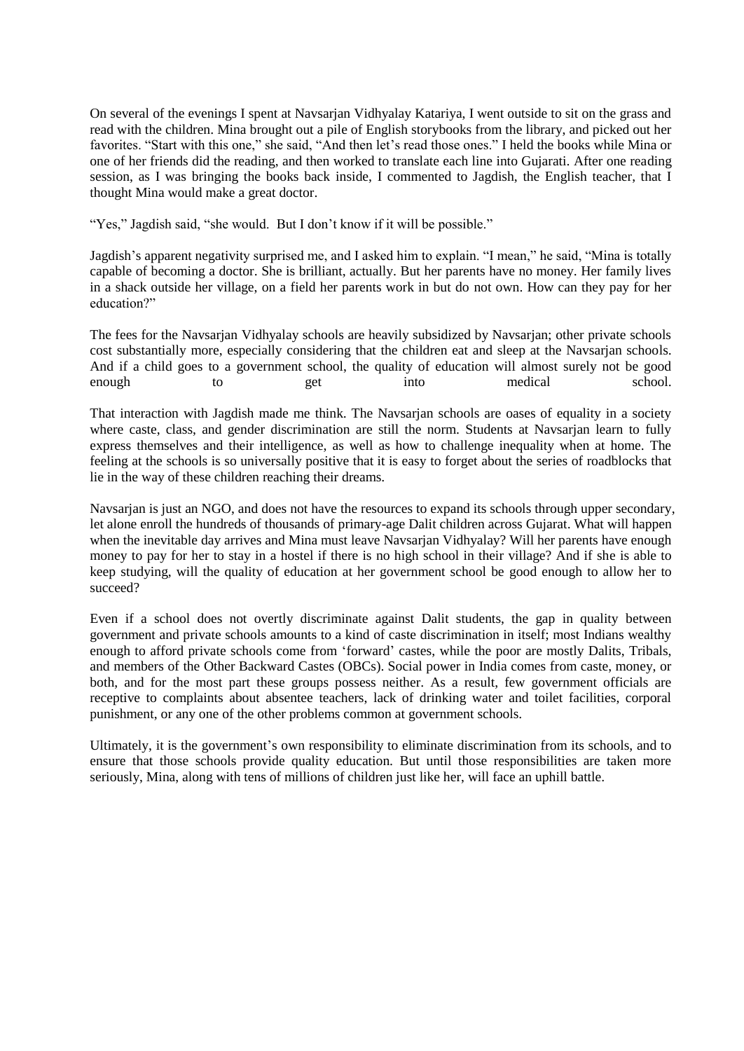On several of the evenings I spent at Navsarjan Vidhyalay Katariya, I went outside to sit on the grass and read with the children. Mina brought out a pile of English storybooks from the library, and picked out her favorites. "Start with this one," she said, "And then let's read those ones." I held the books while Mina or one of her friends did the reading, and then worked to translate each line into Gujarati. After one reading session, as I was bringing the books back inside, I commented to Jagdish, the English teacher, that I thought Mina would make a great doctor.

"Yes," Jagdish said, "she would. But I don't know if it will be possible."

Jagdish's apparent negativity surprised me, and I asked him to explain. "I mean," he said, "Mina is totally capable of becoming a doctor. She is brilliant, actually. But her parents have no money. Her family lives in a shack outside her village, on a field her parents work in but do not own. How can they pay for her education?"

The fees for the Navsarjan Vidhyalay schools are heavily subsidized by Navsarjan; other private schools cost substantially more, especially considering that the children eat and sleep at the Navsarjan schools. And if a child goes to a government school, the quality of education will almost surely not be good enough to get into medical school.

That interaction with Jagdish made me think. The Navsarjan schools are oases of equality in a society where caste, class, and gender discrimination are still the norm. Students at Navsarjan learn to fully express themselves and their intelligence, as well as how to challenge inequality when at home. The feeling at the schools is so universally positive that it is easy to forget about the series of roadblocks that lie in the way of these children reaching their dreams.

Navsarjan is just an NGO, and does not have the resources to expand its schools through upper secondary, let alone enroll the hundreds of thousands of primary-age Dalit children across Gujarat. What will happen when the inevitable day arrives and Mina must leave Navsarjan Vidhyalay? Will her parents have enough money to pay for her to stay in a hostel if there is no high school in their village? And if she is able to keep studying, will the quality of education at her government school be good enough to allow her to succeed?

Even if a school does not overtly discriminate against Dalit students, the gap in quality between government and private schools amounts to a kind of caste discrimination in itself; most Indians wealthy enough to afford private schools come from 'forward' castes, while the poor are mostly Dalits, Tribals, and members of the Other Backward Castes (OBCs). Social power in India comes from caste, money, or both, and for the most part these groups possess neither. As a result, few government officials are receptive to complaints about absentee teachers, lack of drinking water and toilet facilities, corporal punishment, or any one of the other problems common at government schools.

Ultimately, it is the government's own responsibility to eliminate discrimination from its schools, and to ensure that those schools provide quality education. But until those responsibilities are taken more seriously, Mina, along with tens of millions of children just like her, will face an uphill battle.